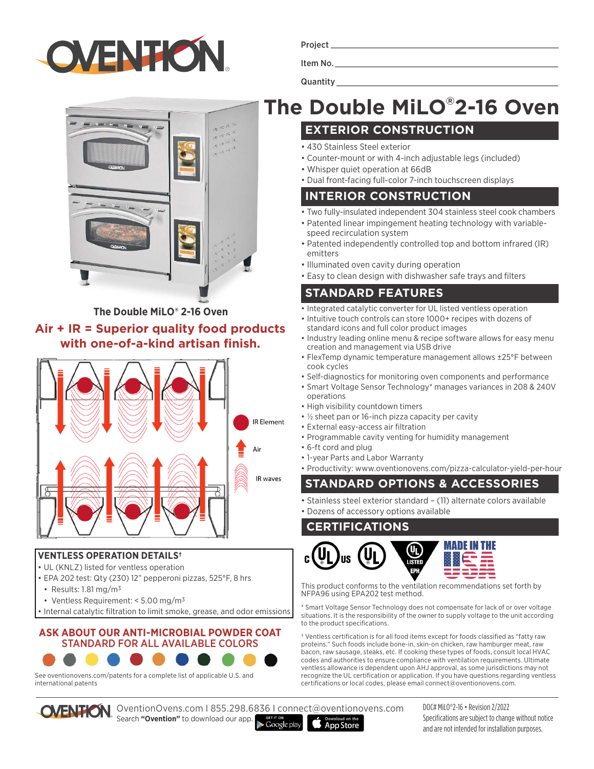Project ______________________

Item No. ______________________

Quantity ______________________

# The Double MiLO® 2-16 Oven

## EXTERIOR CONSTRUCTION

- 430 Stainless Steel exterior
- Counter-mount or with 4-inch adjustable legs (included)
- Whisper quiet operation at 66dB
- Dual front-facing full-color 7-inch touchscreen displays

## INTERIOR CONSTRUCTION

- Two fully-insulated independent 304 stainless steel cook chambers
- Patented linear impingement heating technology with variable-speed recirculation system
- Patented independently controlled top and bottom infrared (IR) emitters
- Illuminated oven cavity during operation
- Easy to clean design with dishwasher safe trays and filters

## STANDARD FEATURES

- Integrated catalytic converter for UL listed ventless operation
- Intuitive touch controls can store 1000+ recipes with dozens of standard icons and full color product images
- Industry leading online menu & recipe software allows for easy menu creation and management via USB drive
- FlexTemp dynamic temperature management allows ±25°F between cook cycles
- Self-diagnostics for monitoring oven components and performance
- Smart Voltage Sensor Technology* manages variances in 208 & 240V operations
- High visibility countdown timers
- ½ sheet pan or 16-inch pizza capacity per cavity
- External easy-access air filtration
- Programmable cavity venting for humidity management
- 6-ft cord and plug
- 1-year Parts and Labor Warranty
- Productivity: www.oventionovens.com/pizza-calculator-yield-per-hour

## STANDARD OPTIONS & ACCESSORIES

- Stainless steel exterior standard – (11) alternate colors available
- Dozens of accessory options available

## CERTIFICATIONS

This product conforms to the ventilation recommendations set forth by NFPA96 using EPA202 test method.

**The Double MiLO® 2-16 Oven**

**Air + IR = Superior quality food products with one-of-a-kind artisan finish.**

IR Element

Air

IR waves

### VENTLESS OPERATION DETAILS†

- UL (KNLZ) listed for ventless operation
- EPA 202 test: Qty (230) 12" pepperoni pizzas, 525°F, 8 hrs
  - Results: 1.81 mg/m³
  - Ventless Requirement: < 5.00 mg/m³
- Internal catalytic filtration to limit smoke, grease, and odor emissions

**ASK ABOUT OUR ANTI-MICROBIAL POWDER COAT STANDARD FOR ALL AVAILABLE COLORS**

See oventionovens.com/patents for a complete list of applicable U.S. and international patents

\* Smart Voltage Sensor Technology does not compensate for lack of or over voltage situations. It is the responsibility of the owner to supply voltage to the unit according to the product specifications.

† Ventless certification is for all food items except for foods classified as "fatty raw proteins." Such foods include bone-in, skin-on chicken, raw hamburger meat, raw bacon, raw sausage, steaks, etc. If cooking these types of foods, consult local HVAC codes and authorities to ensure compliance with ventilation requirements. Ultimate ventless allowance is dependent upon AHJ approval, as some jurisdictions may not recognize the UL certification or application. If you have questions regarding ventless certifications or local codes, please email connect@oventionovens.com.

OventionOvens.com I 855.298.6836 I connect@oventionovens.com
Search **"Ovention"** to download our app.

DOC# MiLO®2-16 • Revision 2/2022
Specifications are subject to change without notice and are not intended for installation purposes.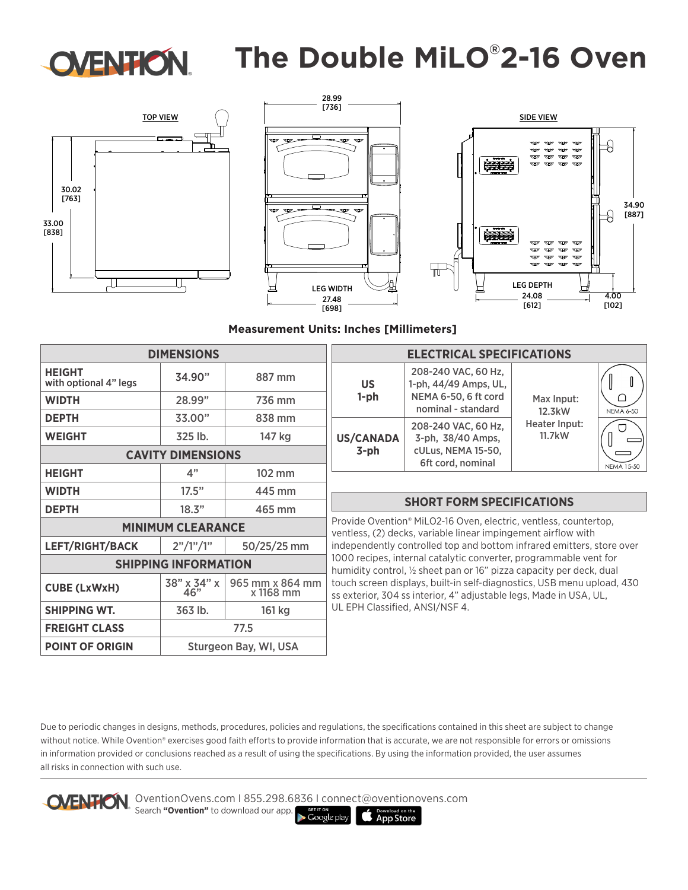# The Double MiLO® 2-16 Oven

TOP VIEW

30.02 [763]

33.00 [838]

28.99 [736]

LEG WIDTH 27.48 [698]

SIDE VIEW

34.90 [887]

LEG DEPTH 24.08 [612]

4.00 [102]

**Measurement Units: Inches [Millimeters]**

| DIMENSIONS | | |
|---|---|---|
| **HEIGHT** with optional 4" legs | 34.90" | 887 mm |
| **WIDTH** | 28.99" | 736 mm |
| **DEPTH** | 33.00" | 838 mm |
| **WEIGHT** | 325 lb. | 147 kg |
| **CAVITY DIMENSIONS** | | |
| **HEIGHT** | 4" | 102 mm |
| **WIDTH** | 17.5" | 445 mm |
| **DEPTH** | 18.3" | 465 mm |
| **MINIMUM CLEARANCE** | | |
| **LEFT/RIGHT/BACK** | 2"/1"/1" | 50/25/25 mm |
| **SHIPPING INFORMATION** | | |
| **CUBE (LxWxH)** | 38" x 34" x 46" | 965 mm x 864 mm x 1168 mm |
| **SHIPPING WT.** | 363 lb. | 161 kg |
| **FREIGHT CLASS** | 77.5 | |
| **POINT OF ORIGIN** | Sturgeon Bay, WI, USA | |

| ELECTRICAL SPECIFICATIONS | | | |
|---|---|---|---|
| **US 1-ph** | 208-240 VAC, 60 Hz, 1-ph, 44/49 Amps, UL, NEMA 6-50, 6 ft cord nominal - standard | Max Input: 12.3kW Heater Input: 11.7kW | NEMA 6-50 |
| **US/CANADA 3-ph** | 208-240 VAC, 60 Hz, 3-ph, 38/40 Amps, cULus, NEMA 15-50, 6ft cord, nominal | | NEMA 15-50 |

## SHORT FORM SPECIFICATIONS

Provide Ovention® MiLO2-16 Oven, electric, ventless, countertop, ventless, (2) decks, variable linear impingement airflow with independently controlled top and bottom infrared emitters, store over 1000 recipes, internal catalytic converter, programmable vent for humidity control, ½ sheet pan or 16" pizza capacity per deck, dual touch screen displays, built-in self-diagnostics, USB menu upload, 430 ss exterior, 304 ss interior, 4" adjustable legs, Made in USA, UL, UL EPH Classified, ANSI/NSF 4.

Due to periodic changes in designs, methods, procedures, policies and regulations, the specifications contained in this sheet are subject to change without notice. While Ovention® exercises good faith efforts to provide information that is accurate, we are not responsible for errors or omissions in information provided or conclusions reached as a result of using the specifications. By using the information provided, the user assumes all risks in connection with such use.

OventionOvens.com I 855.298.6836 I connect@oventionovens.com
Search **"Ovention"** to download our app.